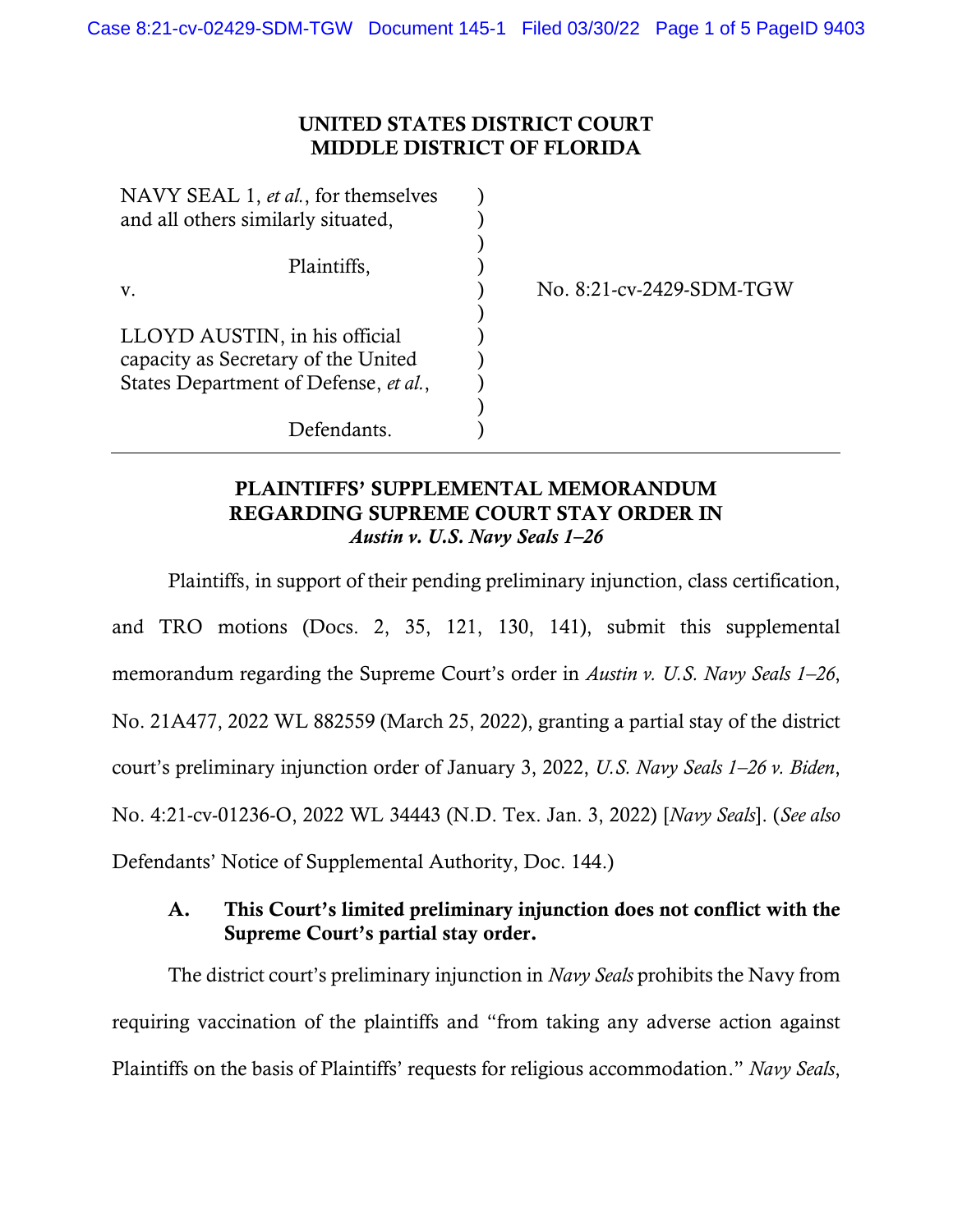**UNITED STATES DISTRICT COURT**
**MIDDLE DISTRICT OF FLORIDA**

| | |
|---|---|
| NAVY SEAL 1, *et al.*, for themselves and all others similarly situated,<br><br>Plaintiffs,<br><br>v.<br><br>LLOYD AUSTIN, in his official capacity as Secretary of the United States Department of Defense, *et al.*,<br><br>Defendants. | No. 8:21-cv-2429-SDM-TGW |

**PLAINTIFFS' SUPPLEMENTAL MEMORANDUM REGARDING SUPREME COURT STAY ORDER IN *Austin v. U.S. Navy Seals 1–26***

Plaintiffs, in support of their pending preliminary injunction, class certification, and TRO motions (Docs. 2, 35, 121, 130, 141), submit this supplemental memorandum regarding the Supreme Court's order in *Austin v. U.S. Navy Seals 1–26*, No. 21A477, 2022 WL 882559 (March 25, 2022), granting a partial stay of the district court's preliminary injunction order of January 3, 2022, *U.S. Navy Seals 1–26 v. Biden*, No. 4:21-cv-01236-O, 2022 WL 34443 (N.D. Tex. Jan. 3, 2022) [*Navy Seals*]. (*See also* Defendants' Notice of Supplemental Authority, Doc. 144.)

### A. This Court's limited preliminary injunction does not conflict with the Supreme Court's partial stay order.

The district court's preliminary injunction in *Navy Seals* prohibits the Navy from requiring vaccination of the plaintiffs and "from taking any adverse action against Plaintiffs on the basis of Plaintiffs' requests for religious accommodation." *Navy Seals*,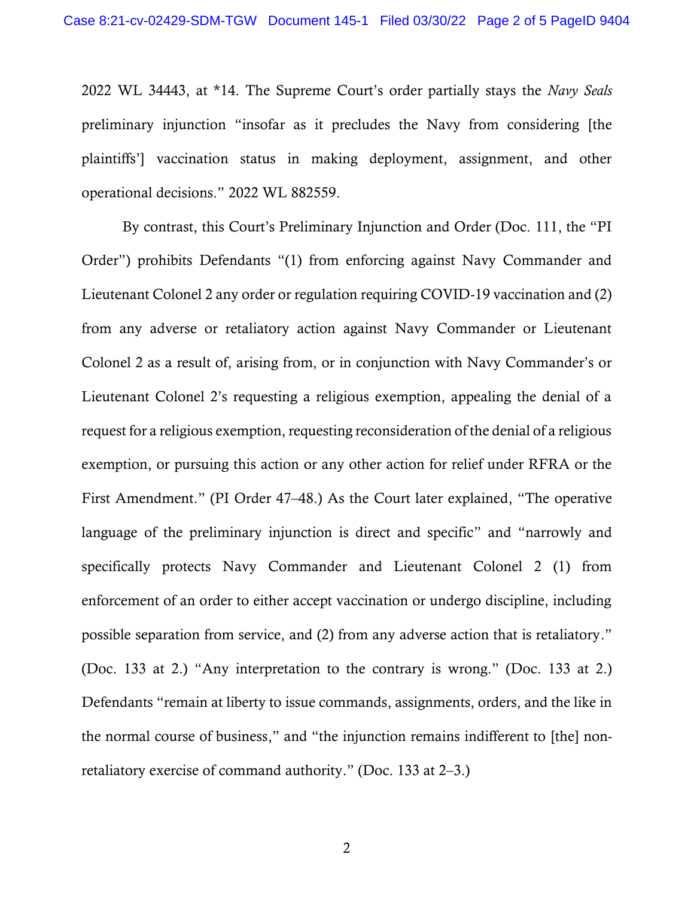2022 WL 34443, at *14. The Supreme Court's order partially stays the *Navy Seals* preliminary injunction "insofar as it precludes the Navy from considering [the plaintiffs'] vaccination status in making deployment, assignment, and other operational decisions." 2022 WL 882559.

By contrast, this Court's Preliminary Injunction and Order (Doc. 111, the "PI Order") prohibits Defendants "(1) from enforcing against Navy Commander and Lieutenant Colonel 2 any order or regulation requiring COVID-19 vaccination and (2) from any adverse or retaliatory action against Navy Commander or Lieutenant Colonel 2 as a result of, arising from, or in conjunction with Navy Commander's or Lieutenant Colonel 2's requesting a religious exemption, appealing the denial of a request for a religious exemption, requesting reconsideration of the denial of a religious exemption, or pursuing this action or any other action for relief under RFRA or the First Amendment." (PI Order 47–48.) As the Court later explained, "The operative language of the preliminary injunction is direct and specific" and "narrowly and specifically protects Navy Commander and Lieutenant Colonel 2 (1) from enforcement of an order to either accept vaccination or undergo discipline, including possible separation from service, and (2) from any adverse action that is retaliatory." (Doc. 133 at 2.) "Any interpretation to the contrary is wrong." (Doc. 133 at 2.) Defendants "remain at liberty to issue commands, assignments, orders, and the like in the normal course of business," and "the injunction remains indifferent to [the] non-retaliatory exercise of command authority." (Doc. 133 at 2–3.)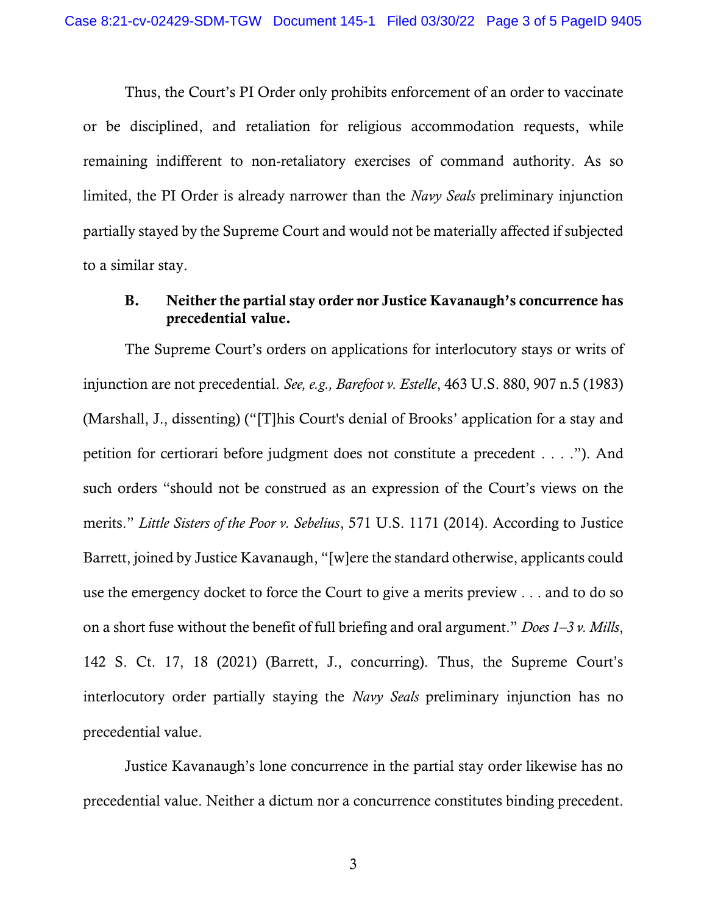Thus, the Court's PI Order only prohibits enforcement of an order to vaccinate or be disciplined, and retaliation for religious accommodation requests, while remaining indifferent to non-retaliatory exercises of command authority. As so limited, the PI Order is already narrower than the *Navy Seals* preliminary injunction partially stayed by the Supreme Court and would not be materially affected if subjected to a similar stay.

### B. Neither the partial stay order nor Justice Kavanaugh's concurrence has precedential value.

The Supreme Court's orders on applications for interlocutory stays or writs of injunction are not precedential. *See, e.g., Barefoot v. Estelle*, 463 U.S. 880, 907 n.5 (1983) (Marshall, J., dissenting) ("[T]his Court's denial of Brooks' application for a stay and petition for certiorari before judgment does not constitute a precedent . . . ."). And such orders "should not be construed as an expression of the Court's views on the merits." *Little Sisters of the Poor v. Sebelius*, 571 U.S. 1171 (2014). According to Justice Barrett, joined by Justice Kavanaugh, "[w]ere the standard otherwise, applicants could use the emergency docket to force the Court to give a merits preview . . . and to do so on a short fuse without the benefit of full briefing and oral argument." *Does 1–3 v. Mills*, 142 S. Ct. 17, 18 (2021) (Barrett, J., concurring). Thus, the Supreme Court's interlocutory order partially staying the *Navy Seals* preliminary injunction has no precedential value.

Justice Kavanaugh's lone concurrence in the partial stay order likewise has no precedential value. Neither a dictum nor a concurrence constitutes binding precedent.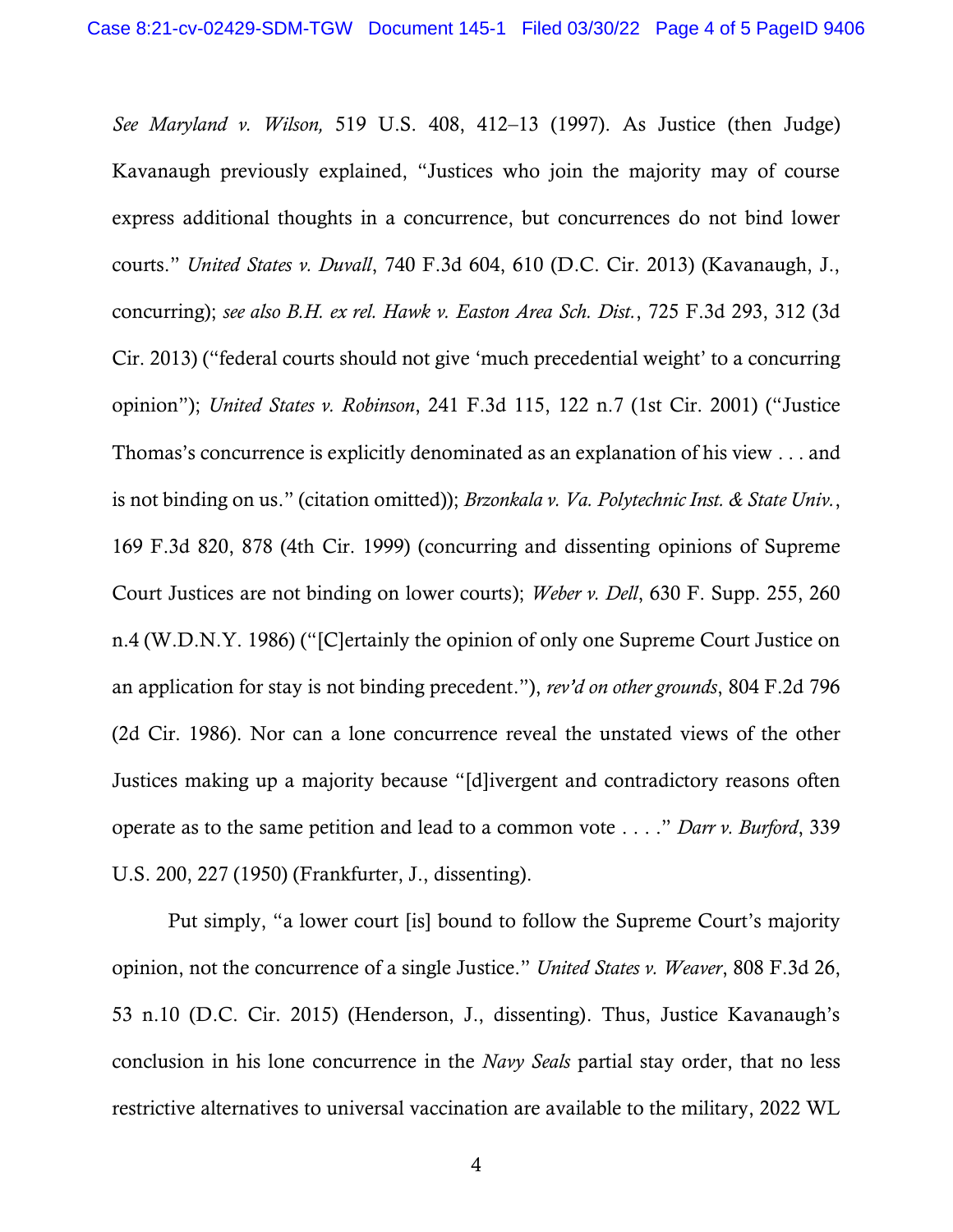*See Maryland v. Wilson,* 519 U.S. 408, 412–13 (1997). As Justice (then Judge) Kavanaugh previously explained, "Justices who join the majority may of course express additional thoughts in a concurrence, but concurrences do not bind lower courts." *United States v. Duvall*, 740 F.3d 604, 610 (D.C. Cir. 2013) (Kavanaugh, J., concurring); *see also B.H. ex rel. Hawk v. Easton Area Sch. Dist.*, 725 F.3d 293, 312 (3d Cir. 2013) ("federal courts should not give 'much precedential weight' to a concurring opinion"); *United States v. Robinson*, 241 F.3d 115, 122 n.7 (1st Cir. 2001) ("Justice Thomas's concurrence is explicitly denominated as an explanation of his view . . . and is not binding on us." (citation omitted)); *Brzonkala v. Va. Polytechnic Inst. & State Univ.*, 169 F.3d 820, 878 (4th Cir. 1999) (concurring and dissenting opinions of Supreme Court Justices are not binding on lower courts); *Weber v. Dell*, 630 F. Supp. 255, 260 n.4 (W.D.N.Y. 1986) ("[C]ertainly the opinion of only one Supreme Court Justice on an application for stay is not binding precedent."), *rev'd on other grounds*, 804 F.2d 796 (2d Cir. 1986). Nor can a lone concurrence reveal the unstated views of the other Justices making up a majority because "[d]ivergent and contradictory reasons often operate as to the same petition and lead to a common vote . . . ." *Darr v. Burford*, 339 U.S. 200, 227 (1950) (Frankfurter, J., dissenting).

Put simply, "a lower court [is] bound to follow the Supreme Court's majority opinion, not the concurrence of a single Justice." *United States v. Weaver*, 808 F.3d 26, 53 n.10 (D.C. Cir. 2015) (Henderson, J., dissenting). Thus, Justice Kavanaugh's conclusion in his lone concurrence in the *Navy Seals* partial stay order, that no less restrictive alternatives to universal vaccination are available to the military, 2022 WL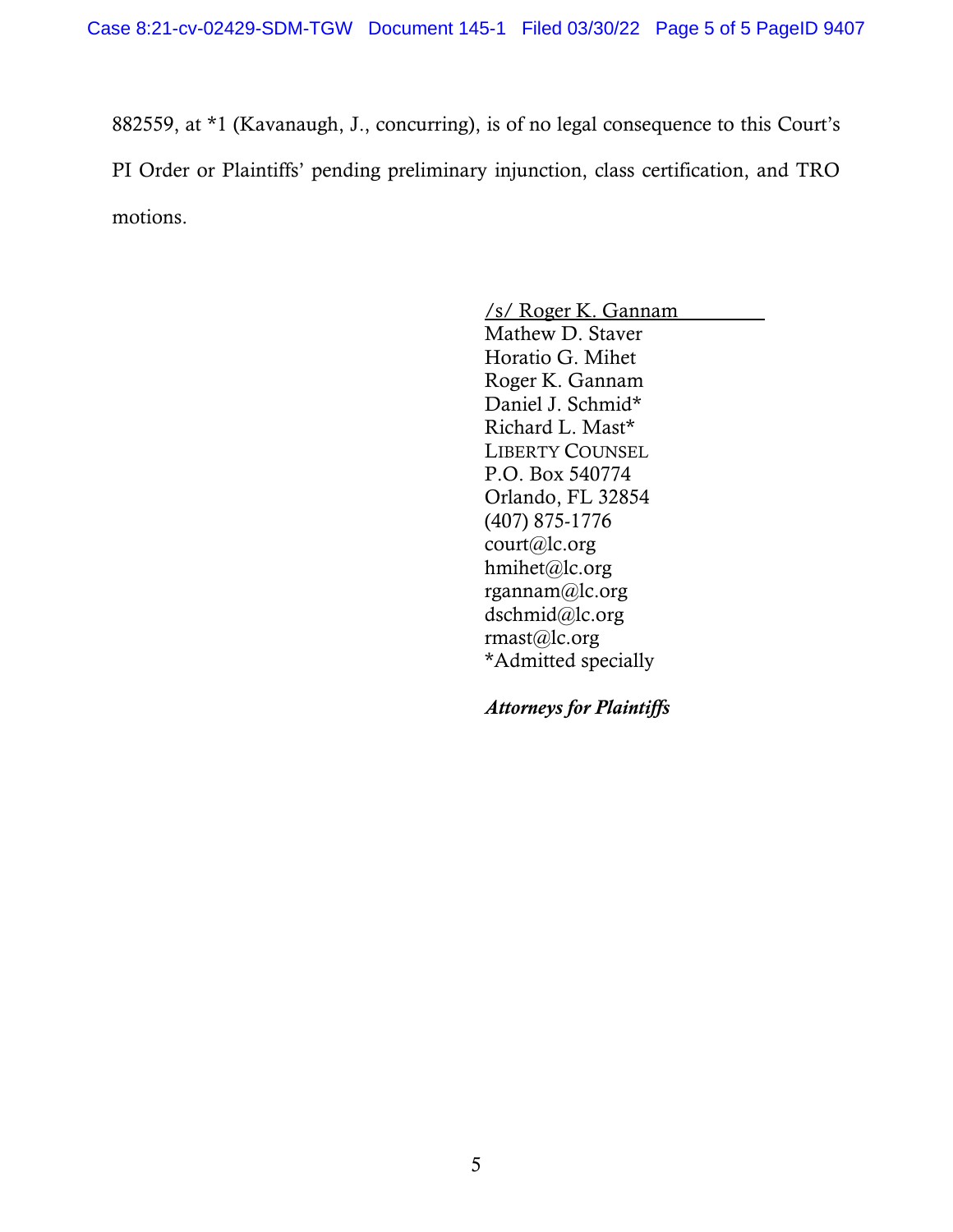882559, at *1 (Kavanaugh, J., concurring), is of no legal consequence to this Court's PI Order or Plaintiffs' pending preliminary injunction, class certification, and TRO motions.

/s/ Roger K. Gannam
Mathew D. Staver
Horatio G. Mihet
Roger K. Gannam
Daniel J. Schmid*
Richard L. Mast*
LIBERTY COUNSEL
P.O. Box 540774
Orlando, FL 32854
(407) 875-1776
court@lc.org
hmihet@lc.org
rgannam@lc.org
dschmid@lc.org
rmast@lc.org
*Admitted specially

***Attorneys for Plaintiffs***